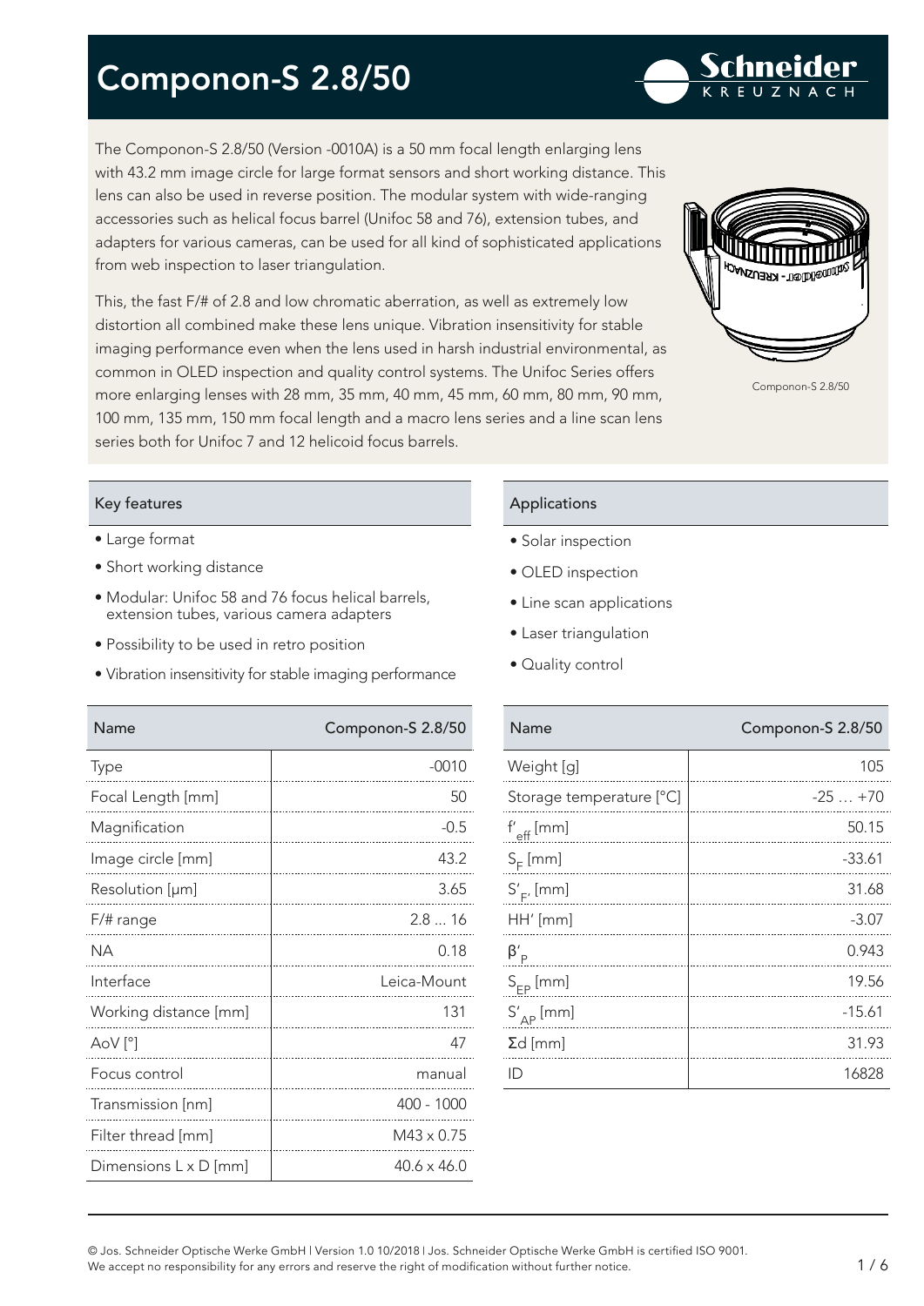# Componon-S 2.8/50

Schneider KREUZNACH

The Componon-S 2.8/50 (Version -0010A) is a 50 mm focal length enlarging lens with 43.2 mm image circle for large format sensors and short working distance. This lens can also be used in reverse position. The modular system with wide-ranging accessories such as helical focus barrel (Unifoc 58 and 76), extension tubes, and adapters for various cameras, can be used for all kind of sophisticated applications from web inspection to laser triangulation.

This, the fast F/# of 2.8 and low chromatic aberration, as well as extremely low distortion all combined make these lens unique. Vibration insensitivity for stable imaging performance even when the lens used in harsh industrial environmental, as common in OLED inspection and quality control systems. The Unifoc Series offers more enlarging lenses with 28 mm, 35 mm, 40 mm, 45 mm, 60 mm, 80 mm, 90 mm, 100 mm, 135 mm, 150 mm focal length and a macro lens series and a line scan lens series both for Unifoc 7 and 12 helicoid focus barrels.

Componon-S 2.8/50

## Key features

- Large format
- Short working distance
- Modular: Unifoc 58 and 76 focus helical barrels, extension tubes, various camera adapters
- Possibility to be used in retro position
- Vibration insensitivity for stable imaging performance

## Applications

- Solar inspection
- OLED inspection
- Line scan applications
- Laser triangulation
- Quality control

| Name | Componon-S 2.8/50 |
|---|---|
| Type | -0010 |
| Focal Length [mm] | 50 |
| Magnification | -0.5 |
| Image circle [mm] | 43.2 |
| Resolution [µm] | 3.65 |
| F/# range | 2.8 ... 16 |
| NA | 0.18 |
| Interface | Leica-Mount |
| Working distance [mm] | 131 |
| AoV [°] | 47 |
| Focus control | manual |
| Transmission [nm] | 400 - 1000 |
| Filter thread [mm] | M43 x 0.75 |
| Dimensions L x D [mm] | 40.6 x 46.0 |

| Name | Componon-S 2.8/50 |
|---|---|
| Weight [g] | 105 |
| Storage temperature [°C] | -25 … +70 |
| $f'_{eff}$ [mm] | 50.15 |
| $S_F$ [mm] | -33.61 |
| $S'_{F'}$ [mm] | 31.68 |
| HH' [mm] | -3.07 |
| $\beta'_P$ | 0.943 |
| $S_{EP}$ [mm] | 19.56 |
| $S'_{AP}$ [mm] | -15.61 |
| Σd [mm] | 31.93 |
| ID | 16828 |

© Jos. Schneider Optische Werke GmbH | Version 1.0 10/2018 | Jos. Schneider Optische Werke GmbH is certified ISO 9001.
We accept no responsibility for any errors and reserve the right of modification without further notice.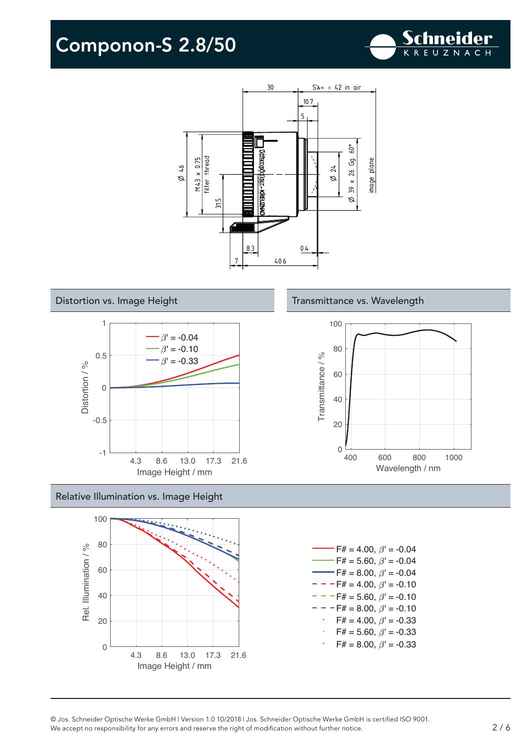# Componon-S 2.8/50

## Distortion vs. Image Height

## Transmittance vs. Wavelength

## Relative Illumination vs. Image Height

© Jos. Schneider Optische Werke GmbH | Version 1.0 10/2018 | Jos. Schneider Optische Werke GmbH is certified ISO 9001.
We accept no responsibility for any errors and reserve the right of modification without further notice.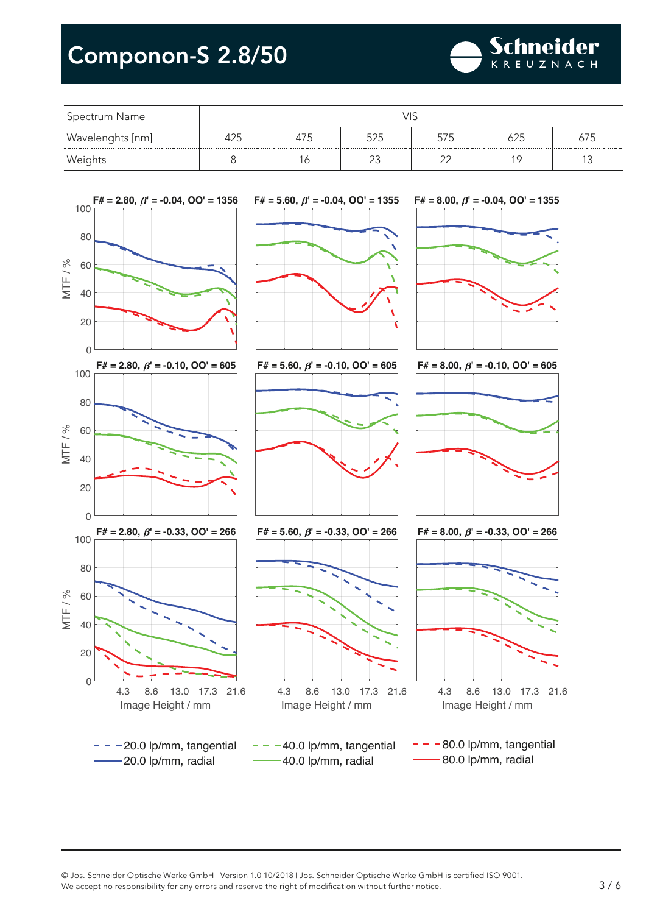# Componon-S 2.8/50

| Spectrum Name | VIS | | | | | |
|---|---|---|---|---|---|---|
| Wavelenghts [nm] | 425 | 475 | 525 | 575 | 625 | 675 |
| Weights | 8 | 16 | 23 | 22 | 19 | 13 |

F# = 2.80, $\beta'$ = -0.04, OO' = 1356

F# = 5.60, $\beta'$ = -0.04, OO' = 1355

F# = 8.00, $\beta'$ = -0.04, OO' = 1355

F# = 2.80, $\beta'$ = -0.10, OO' = 605

F# = 5.60, $\beta'$ = -0.10, OO' = 605

F# = 8.00, $\beta'$ = -0.10, OO' = 605

F# = 2.80, $\beta'$ = -0.33, OO' = 266

F# = 5.60, $\beta'$ = -0.33, OO' = 266

F# = 8.00, $\beta'$ = -0.33, OO' = 266

MTF / %

Image Height / mm

- 20.0 lp/mm, tangential
- 20.0 lp/mm, radial
- 40.0 lp/mm, tangential
- 40.0 lp/mm, radial
- 80.0 lp/mm, tangential
- 80.0 lp/mm, radial

© Jos. Schneider Optische Werke GmbH | Version 1.0 10/2018 | Jos. Schneider Optische Werke GmbH is certified ISO 9001.
We accept no responsibility for any errors and reserve the right of modification without further notice.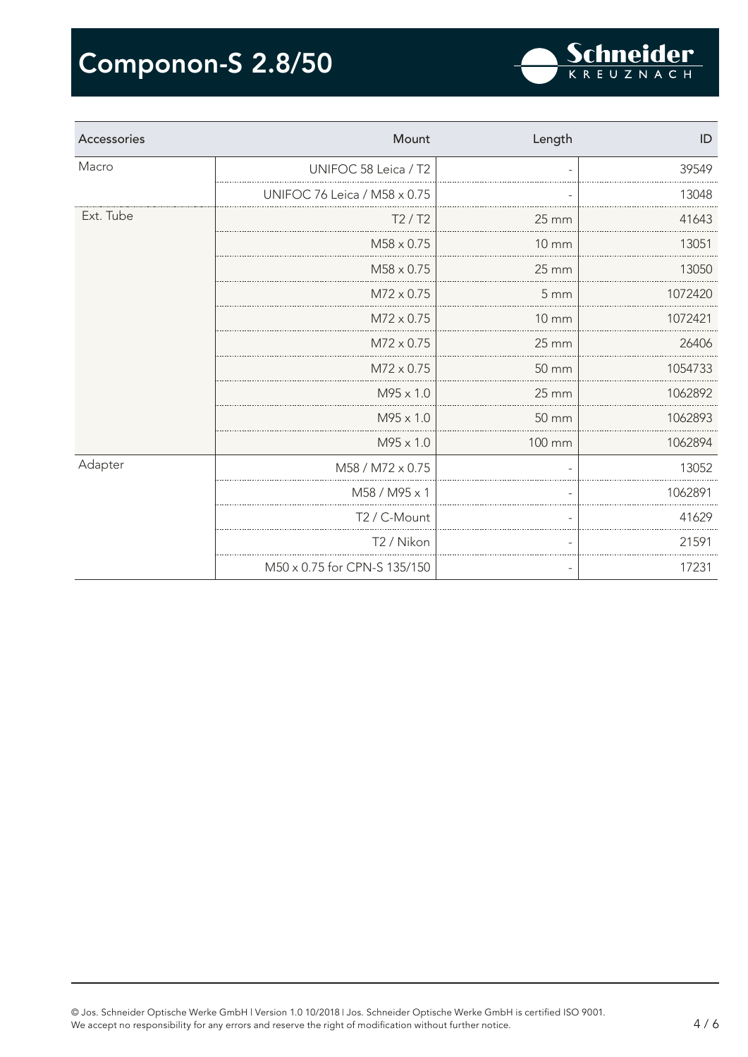# Componon-S 2.8/50

| Accessories | Mount | Length | ID |
|---|---|---|---|
| Macro | UNIFOC 58 Leica / T2 | - | 39549 |
| | UNIFOC 76 Leica / M58 x 0.75 | - | 13048 |
| Ext. Tube | T2 / T2 | 25 mm | 41643 |
| | M58 x 0.75 | 10 mm | 13051 |
| | M58 x 0.75 | 25 mm | 13050 |
| | M72 x 0.75 | 5 mm | 1072420 |
| | M72 x 0.75 | 10 mm | 1072421 |
| | M72 x 0.75 | 25 mm | 26406 |
| | M72 x 0.75 | 50 mm | 1054733 |
| | M95 x 1.0 | 25 mm | 1062892 |
| | M95 x 1.0 | 50 mm | 1062893 |
| | M95 x 1.0 | 100 mm | 1062894 |
| Adapter | M58 / M72 x 0.75 | - | 13052 |
| | M58 / M95 x 1 | - | 1062891 |
| | T2 / C-Mount | - | 41629 |
| | T2 / Nikon | - | 21591 |
| | M50 x 0.75 for CPN-S 135/150 | - | 17231 |

© Jos. Schneider Optische Werke GmbH | Version 1.0 10/2018 | Jos. Schneider Optische Werke GmbH is certified ISO 9001.
We accept no responsibility for any errors and reserve the right of modification without further notice.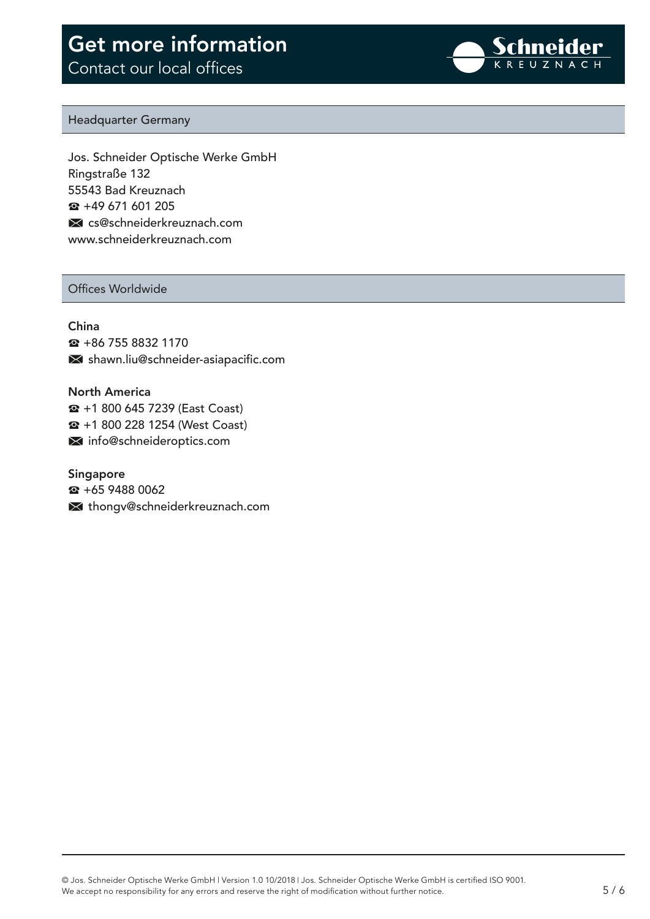# Get more information

Contact our local offices

## Headquarter Germany

Jos. Schneider Optische Werke GmbH
Ringstraße 132
55543 Bad Kreuznach
☎ +49 671 601 205
✉ cs@schneiderkreuznach.com
www.schneiderkreuznach.com

## Offices Worldwide

**China**
☎ +86 755 8832 1170
✉ shawn.liu@schneider-asiapacific.com

**North America**
☎ +1 800 645 7239 (East Coast)
☎ +1 800 228 1254 (West Coast)
✉ info@schneideroptics.com

**Singapore**
☎ +65 9488 0062
✉ thongv@schneiderkreuznach.com

© Jos. Schneider Optische Werke GmbH | Version 1.0 10/2018 | Jos. Schneider Optische Werke GmbH is certified ISO 9001.
We accept no responsibility for any errors and reserve the right of modification without further notice.